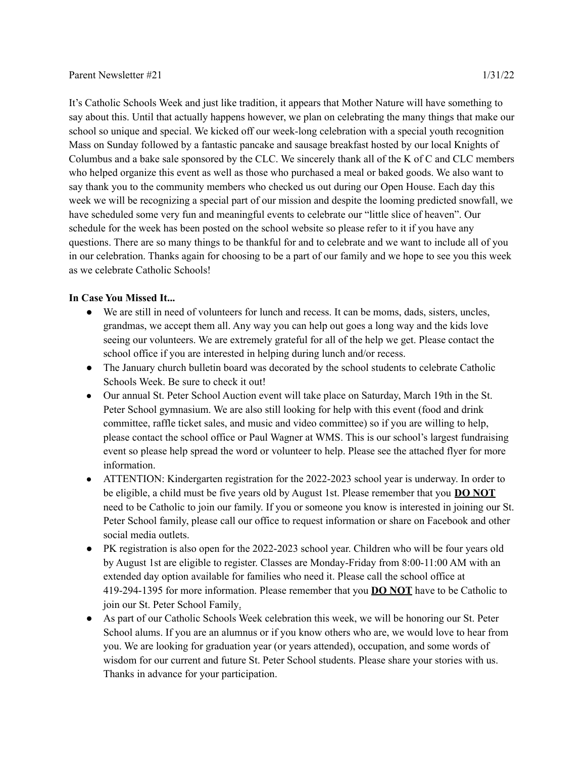Parent Newsletter #21 1/31/22

It's Catholic Schools Week and just like tradition, it appears that Mother Nature will have something to say about this. Until that actually happens however, we plan on celebrating the many things that make our school so unique and special. We kicked off our week-long celebration with a special youth recognition Mass on Sunday followed by a fantastic pancake and sausage breakfast hosted by our local Knights of Columbus and a bake sale sponsored by the CLC. We sincerely thank all of the K of C and CLC members who helped organize this event as well as those who purchased a meal or baked goods. We also want to say thank you to the community members who checked us out during our Open House. Each day this week we will be recognizing a special part of our mission and despite the looming predicted snowfall, we have scheduled some very fun and meaningful events to celebrate our "little slice of heaven". Our schedule for the week has been posted on the school website so please refer to it if you have any questions. There are so many things to be thankful for and to celebrate and we want to include all of you in our celebration. Thanks again for choosing to be a part of our family and we hope to see you this week as we celebrate Catholic Schools!

**In Case You Missed It...**

- We are still in need of volunteers for lunch and recess. It can be moms, dads, sisters, uncles, grandmas, we accept them all. Any way you can help out goes a long way and the kids love seeing our volunteers. We are extremely grateful for all of the help we get. Please contact the school office if you are interested in helping during lunch and/or recess.
- The January church bulletin board was decorated by the school students to celebrate Catholic Schools Week. Be sure to check it out!
- Our annual St. Peter School Auction event will take place on Saturday, March 19th in the St. Peter School gymnasium. We are also still looking for help with this event (food and drink committee, raffle ticket sales, and music and video committee) so if you are willing to help, please contact the school office or Paul Wagner at WMS. This is our school's largest fundraising event so please help spread the word or volunteer to help. Please see the attached flyer for more information.
- ATTENTION: Kindergarten registration for the 2022-2023 school year is underway. In order to be eligible, a child must be five years old by August 1st. Please remember that you **DO NOT** need to be Catholic to join our family. If you or someone you know is interested in joining our St. Peter School family, please call our office to request information or share on Facebook and other social media outlets.
- PK registration is also open for the 2022-2023 school year. Children who will be four years old by August 1st are eligible to register. Classes are Monday-Friday from 8:00-11:00 AM with an extended day option available for families who need it. Please call the school office at 419-294-1395 for more information. Please remember that you **DO NOT** have to be Catholic to join our St. Peter School Family.
- As part of our Catholic Schools Week celebration this week, we will be honoring our St. Peter School alums. If you are an alumnus or if you know others who are, we would love to hear from you. We are looking for graduation year (or years attended), occupation, and some words of wisdom for our current and future St. Peter School students. Please share your stories with us. Thanks in advance for your participation.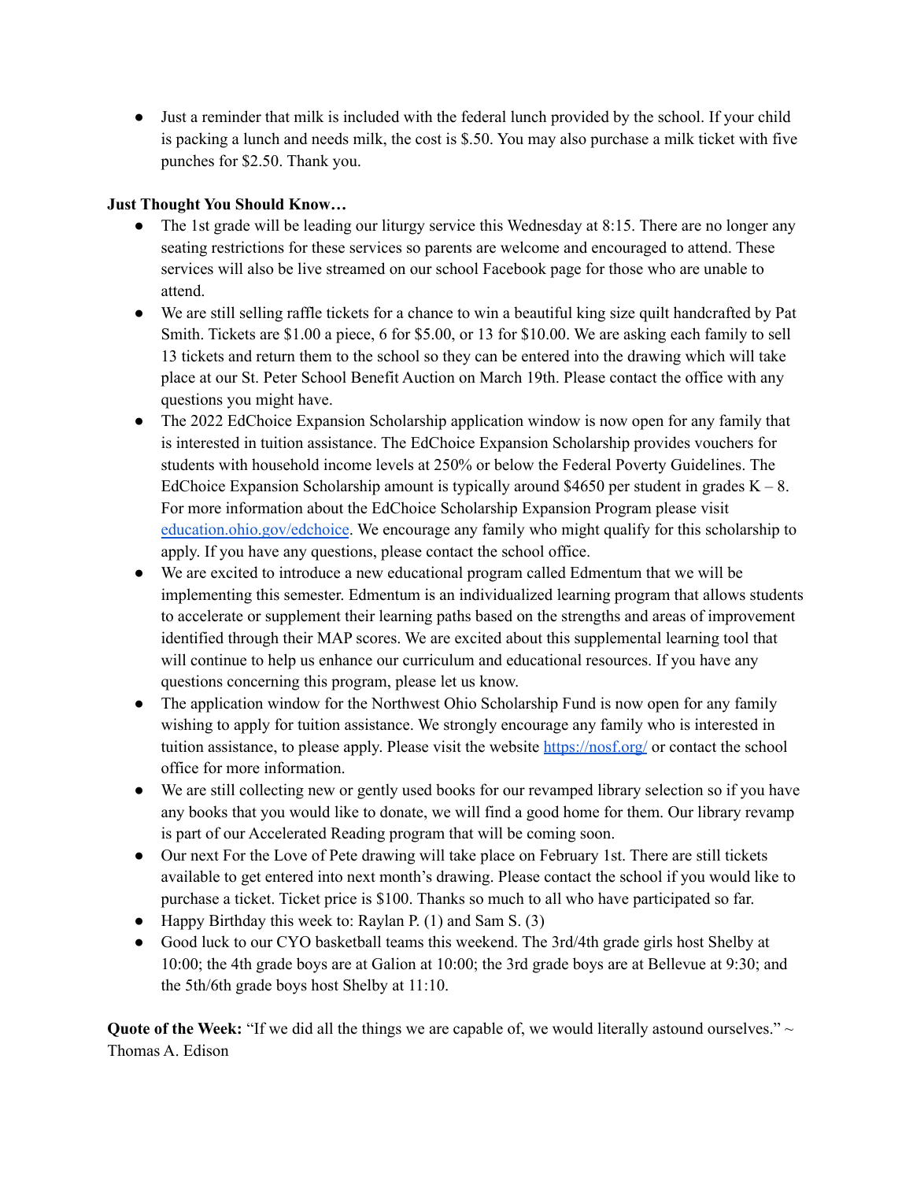- Just a reminder that milk is included with the federal lunch provided by the school. If your child is packing a lunch and needs milk, the cost is $.50. You may also purchase a milk ticket with five punches for $2.50. Thank you.

**Just Thought You Should Know…**

- The 1st grade will be leading our liturgy service this Wednesday at 8:15. There are no longer any seating restrictions for these services so parents are welcome and encouraged to attend. These services will also be live streamed on our school Facebook page for those who are unable to attend.
- We are still selling raffle tickets for a chance to win a beautiful king size quilt handcrafted by Pat Smith. Tickets are $1.00 a piece, 6 for $5.00, or 13 for $10.00. We are asking each family to sell 13 tickets and return them to the school so they can be entered into the drawing which will take place at our St. Peter School Benefit Auction on March 19th. Please contact the office with any questions you might have.
- The 2022 EdChoice Expansion Scholarship application window is now open for any family that is interested in tuition assistance. The EdChoice Expansion Scholarship provides vouchers for students with household income levels at 250% or below the Federal Poverty Guidelines. The EdChoice Expansion Scholarship amount is typically around $4650 per student in grades K – 8. For more information about the EdChoice Scholarship Expansion Program please visit [education.ohio.gov/edchoice](education.ohio.gov/edchoice). We encourage any family who might qualify for this scholarship to apply. If you have any questions, please contact the school office.
- We are excited to introduce a new educational program called Edmentum that we will be implementing this semester. Edmentum is an individualized learning program that allows students to accelerate or supplement their learning paths based on the strengths and areas of improvement identified through their MAP scores. We are excited about this supplemental learning tool that will continue to help us enhance our curriculum and educational resources. If you have any questions concerning this program, please let us know.
- The application window for the Northwest Ohio Scholarship Fund is now open for any family wishing to apply for tuition assistance. We strongly encourage any family who is interested in tuition assistance, to please apply. Please visit the website [https://nosf.org/](https://nosf.org/) or contact the school office for more information.
- We are still collecting new or gently used books for our revamped library selection so if you have any books that you would like to donate, we will find a good home for them. Our library revamp is part of our Accelerated Reading program that will be coming soon.
- Our next For the Love of Pete drawing will take place on February 1st. There are still tickets available to get entered into next month's drawing. Please contact the school if you would like to purchase a ticket. Ticket price is $100. Thanks so much to all who have participated so far.
- Happy Birthday this week to: Raylan P. (1) and Sam S. (3)
- Good luck to our CYO basketball teams this weekend. The 3rd/4th grade girls host Shelby at 10:00; the 4th grade boys are at Galion at 10:00; the 3rd grade boys are at Bellevue at 9:30; and the 5th/6th grade boys host Shelby at 11:10.

**Quote of the Week:** "If we did all the things we are capable of, we would literally astound ourselves." ~ Thomas A. Edison